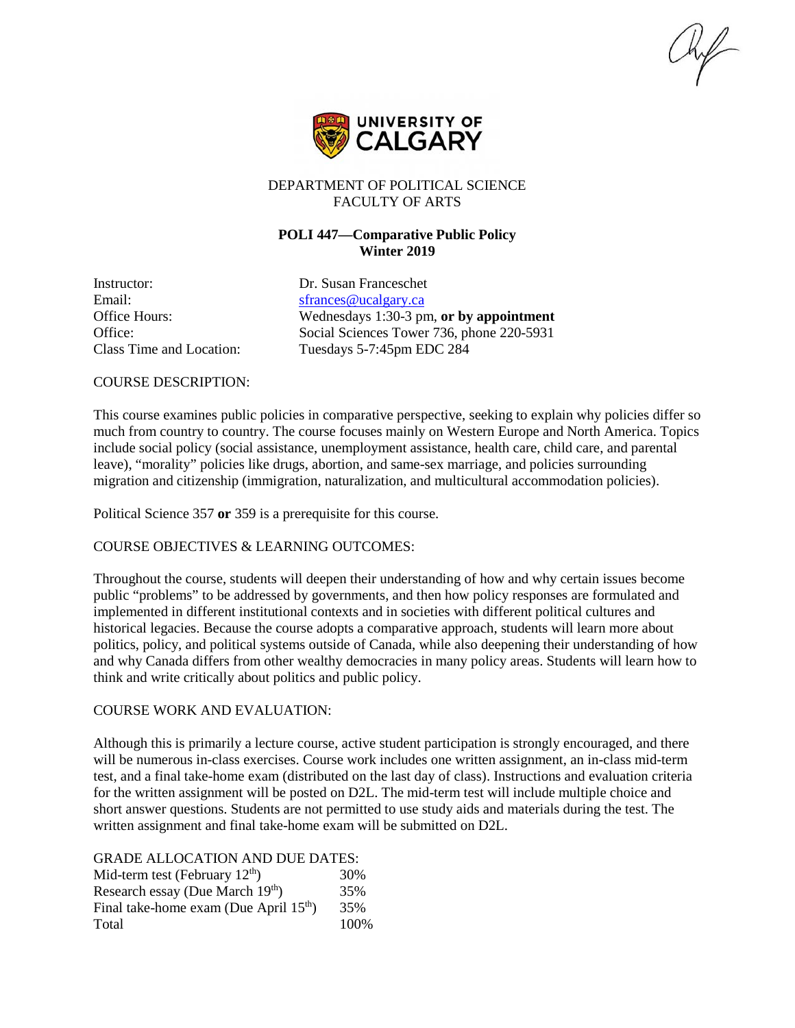UNIVERSITY OF CALGARY

DEPARTMENT OF POLITICAL SCIENCE
FACULTY OF ARTS

# POLI 447—Comparative Public Policy
## Winter 2019

| | |
|---|---|
| Instructor: | Dr. Susan Franceschet |
| Email: | sfrances@ucalgary.ca |
| Office Hours: | Wednesdays 1:30-3 pm, **or by appointment** |
| Office: | Social Sciences Tower 736, phone 220-5931 |
| Class Time and Location: | Tuesdays 5-7:45pm EDC 284 |

COURSE DESCRIPTION:

This course examines public policies in comparative perspective, seeking to explain why policies differ so much from country to country. The course focuses mainly on Western Europe and North America. Topics include social policy (social assistance, unemployment assistance, health care, child care, and parental leave), "morality" policies like drugs, abortion, and same-sex marriage, and policies surrounding migration and citizenship (immigration, naturalization, and multicultural accommodation policies).

Political Science 357 **or** 359 is a prerequisite for this course.

COURSE OBJECTIVES & LEARNING OUTCOMES:

Throughout the course, students will deepen their understanding of how and why certain issues become public "problems" to be addressed by governments, and then how policy responses are formulated and implemented in different institutional contexts and in societies with different political cultures and historical legacies. Because the course adopts a comparative approach, students will learn more about politics, policy, and political systems outside of Canada, while also deepening their understanding of how and why Canada differs from other wealthy democracies in many policy areas. Students will learn how to think and write critically about politics and public policy.

COURSE WORK AND EVALUATION:

Although this is primarily a lecture course, active student participation is strongly encouraged, and there will be numerous in-class exercises. Course work includes one written assignment, an in-class mid-term test, and a final take-home exam (distributed on the last day of class). Instructions and evaluation criteria for the written assignment will be posted on D2L. The mid-term test will include multiple choice and short answer questions. Students are not permitted to use study aids and materials during the test. The written assignment and final take-home exam will be submitted on D2L.

GRADE ALLOCATION AND DUE DATES:

| | |
|---|---|
| Mid-term test (February 12th) | 30% |
| Research essay (Due March 19th) | 35% |
| Final take-home exam (Due April 15th) | 35% |
| Total | 100% |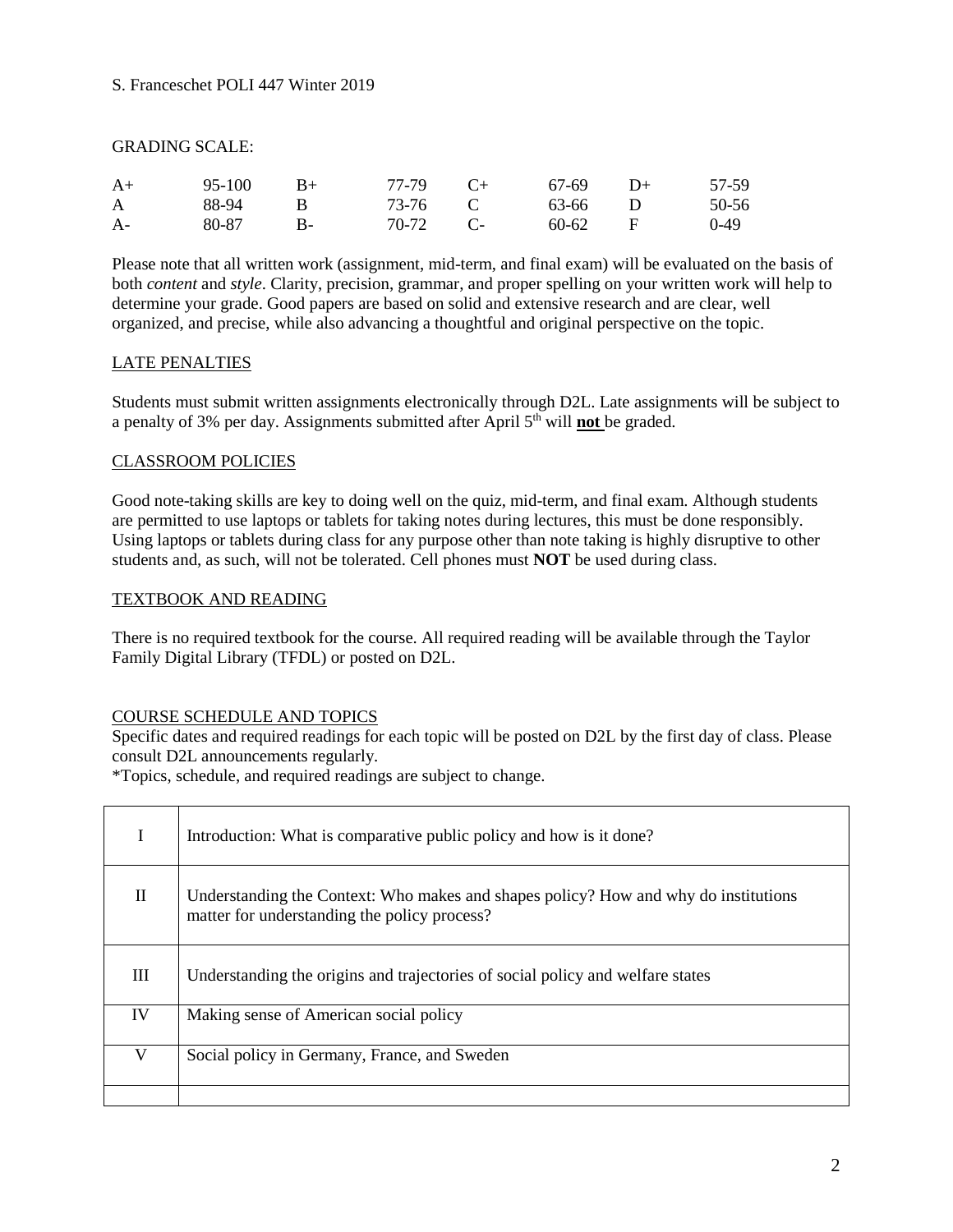GRADING SCALE:

| | | | | | | | |
|---|---|---|---|---|---|---|---|
| A+ | 95-100 | B+ | 77-79 | C+ | 67-69 | D+ | 57-59 |
| A | 88-94 | B | 73-76 | C | 63-66 | D | 50-56 |
| A- | 80-87 | B- | 70-72 | C- | 60-62 | F | 0-49 |

Please note that all written work (assignment, mid-term, and final exam) will be evaluated on the basis of both *content* and *style*. Clarity, precision, grammar, and proper spelling on your written work will help to determine your grade. Good papers are based on solid and extensive research and are clear, well organized, and precise, while also advancing a thoughtful and original perspective on the topic.

## LATE PENALTIES

Students must submit written assignments electronically through D2L. Late assignments will be subject to a penalty of 3% per day. Assignments submitted after April 5th will **not** be graded.

## CLASSROOM POLICIES

Good note-taking skills are key to doing well on the quiz, mid-term, and final exam. Although students are permitted to use laptops or tablets for taking notes during lectures, this must be done responsibly. Using laptops or tablets during class for any purpose other than note taking is highly disruptive to other students and, as such, will not be tolerated. Cell phones must **NOT** be used during class.

## TEXTBOOK AND READING

There is no required textbook for the course. All required reading will be available through the Taylor Family Digital Library (TFDL) or posted on D2L.

## COURSE SCHEDULE AND TOPICS

Specific dates and required readings for each topic will be posted on D2L by the first day of class. Please consult D2L announcements regularly.

*Topics, schedule, and required readings are subject to change.

| | |
|---|---|
| I | Introduction: What is comparative public policy and how is it done? |
| II | Understanding the Context: Who makes and shapes policy? How and why do institutions matter for understanding the policy process? |
| III | Understanding the origins and trajectories of social policy and welfare states |
| IV | Making sense of American social policy |
| V | Social policy in Germany, France, and Sweden |
| | |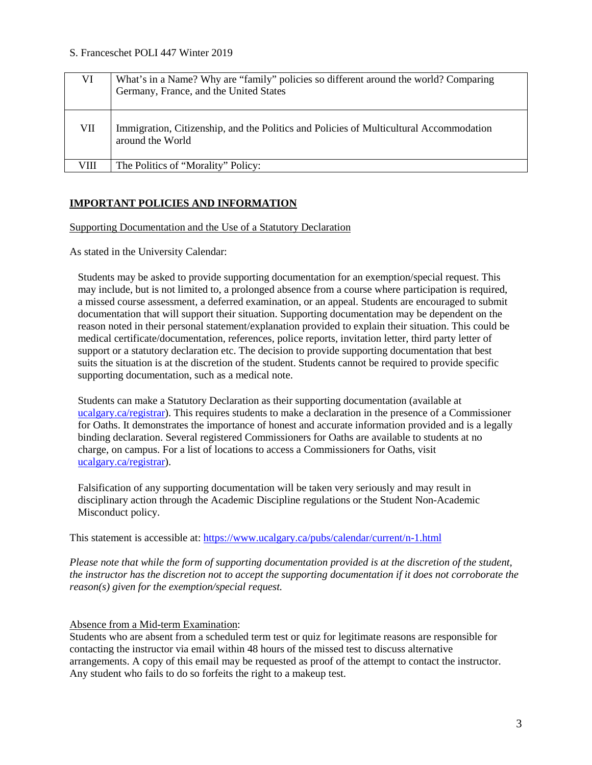| VI | What's in a Name? Why are "family" policies so different around the world? Comparing Germany, France, and the United States |
|---|---|
| VII | Immigration, Citizenship, and the Politics and Policies of Multicultural Accommodation around the World |
| VIII | The Politics of "Morality" Policy: |

## IMPORTANT POLICIES AND INFORMATION

Supporting Documentation and the Use of a Statutory Declaration

As stated in the University Calendar:

> Students may be asked to provide supporting documentation for an exemption/special request. This may include, but is not limited to, a prolonged absence from a course where participation is required, a missed course assessment, a deferred examination, or an appeal. Students are encouraged to submit documentation that will support their situation. Supporting documentation may be dependent on the reason noted in their personal statement/explanation provided to explain their situation. This could be medical certificate/documentation, references, police reports, invitation letter, third party letter of support or a statutory declaration etc. The decision to provide supporting documentation that best suits the situation is at the discretion of the student. Students cannot be required to provide specific supporting documentation, such as a medical note.
>
> Students can make a Statutory Declaration as their supporting documentation (available at ucalgary.ca/registrar). This requires students to make a declaration in the presence of a Commissioner for Oaths. It demonstrates the importance of honest and accurate information provided and is a legally binding declaration. Several registered Commissioners for Oaths are available to students at no charge, on campus. For a list of locations to access a Commissioners for Oaths, visit ucalgary.ca/registrar).
>
> Falsification of any supporting documentation will be taken very seriously and may result in disciplinary action through the Academic Discipline regulations or the Student Non-Academic Misconduct policy.

This statement is accessible at: https://www.ucalgary.ca/pubs/calendar/current/n-1.html

*Please note that while the form of supporting documentation provided is at the discretion of the student, the instructor has the discretion not to accept the supporting documentation if it does not corroborate the reason(s) given for the exemption/special request.*

Absence from a Mid-term Examination:
Students who are absent from a scheduled term test or quiz for legitimate reasons are responsible for contacting the instructor via email within 48 hours of the missed test to discuss alternative arrangements. A copy of this email may be requested as proof of the attempt to contact the instructor. Any student who fails to do so forfeits the right to a makeup test.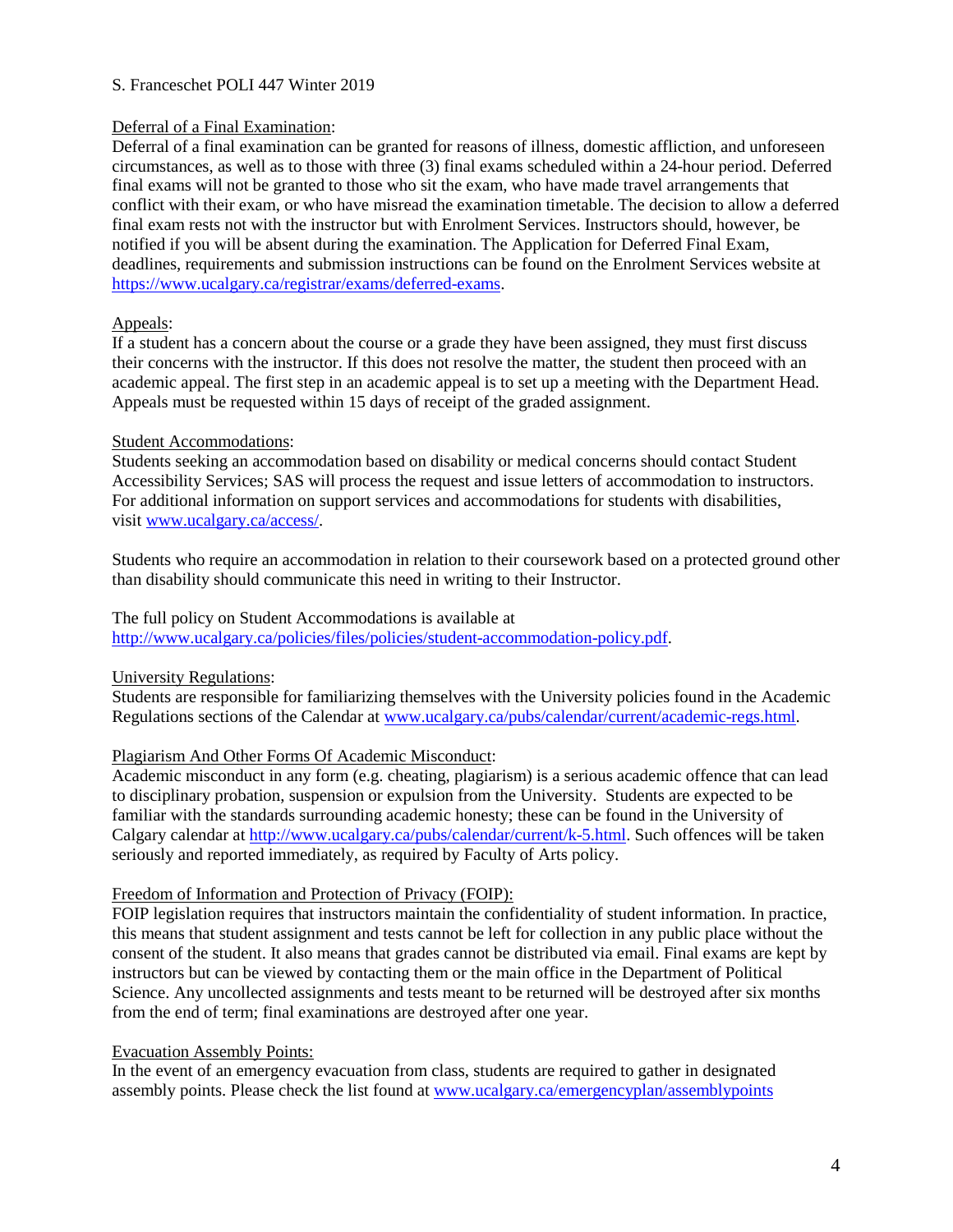Deferral of a Final Examination:

Deferral of a final examination can be granted for reasons of illness, domestic affliction, and unforeseen circumstances, as well as to those with three (3) final exams scheduled within a 24-hour period. Deferred final exams will not be granted to those who sit the exam, who have made travel arrangements that conflict with their exam, or who have misread the examination timetable. The decision to allow a deferred final exam rests not with the instructor but with Enrolment Services. Instructors should, however, be notified if you will be absent during the examination. The Application for Deferred Final Exam, deadlines, requirements and submission instructions can be found on the Enrolment Services website at https://www.ucalgary.ca/registrar/exams/deferred-exams.

Appeals:

If a student has a concern about the course or a grade they have been assigned, they must first discuss their concerns with the instructor. If this does not resolve the matter, the student then proceed with an academic appeal. The first step in an academic appeal is to set up a meeting with the Department Head. Appeals must be requested within 15 days of receipt of the graded assignment.

Student Accommodations:

Students seeking an accommodation based on disability or medical concerns should contact Student Accessibility Services; SAS will process the request and issue letters of accommodation to instructors. For additional information on support services and accommodations for students with disabilities, visit www.ucalgary.ca/access/.

Students who require an accommodation in relation to their coursework based on a protected ground other than disability should communicate this need in writing to their Instructor.

The full policy on Student Accommodations is available at http://www.ucalgary.ca/policies/files/policies/student-accommodation-policy.pdf.

University Regulations:

Students are responsible for familiarizing themselves with the University policies found in the Academic Regulations sections of the Calendar at www.ucalgary.ca/pubs/calendar/current/academic-regs.html.

Plagiarism And Other Forms Of Academic Misconduct:

Academic misconduct in any form (e.g. cheating, plagiarism) is a serious academic offence that can lead to disciplinary probation, suspension or expulsion from the University. Students are expected to be familiar with the standards surrounding academic honesty; these can be found in the University of Calgary calendar at http://www.ucalgary.ca/pubs/calendar/current/k-5.html. Such offences will be taken seriously and reported immediately, as required by Faculty of Arts policy.

Freedom of Information and Protection of Privacy (FOIP):

FOIP legislation requires that instructors maintain the confidentiality of student information. In practice, this means that student assignment and tests cannot be left for collection in any public place without the consent of the student. It also means that grades cannot be distributed via email. Final exams are kept by instructors but can be viewed by contacting them or the main office in the Department of Political Science. Any uncollected assignments and tests meant to be returned will be destroyed after six months from the end of term; final examinations are destroyed after one year.

Evacuation Assembly Points:

In the event of an emergency evacuation from class, students are required to gather in designated assembly points. Please check the list found at www.ucalgary.ca/emergencyplan/assemblypoints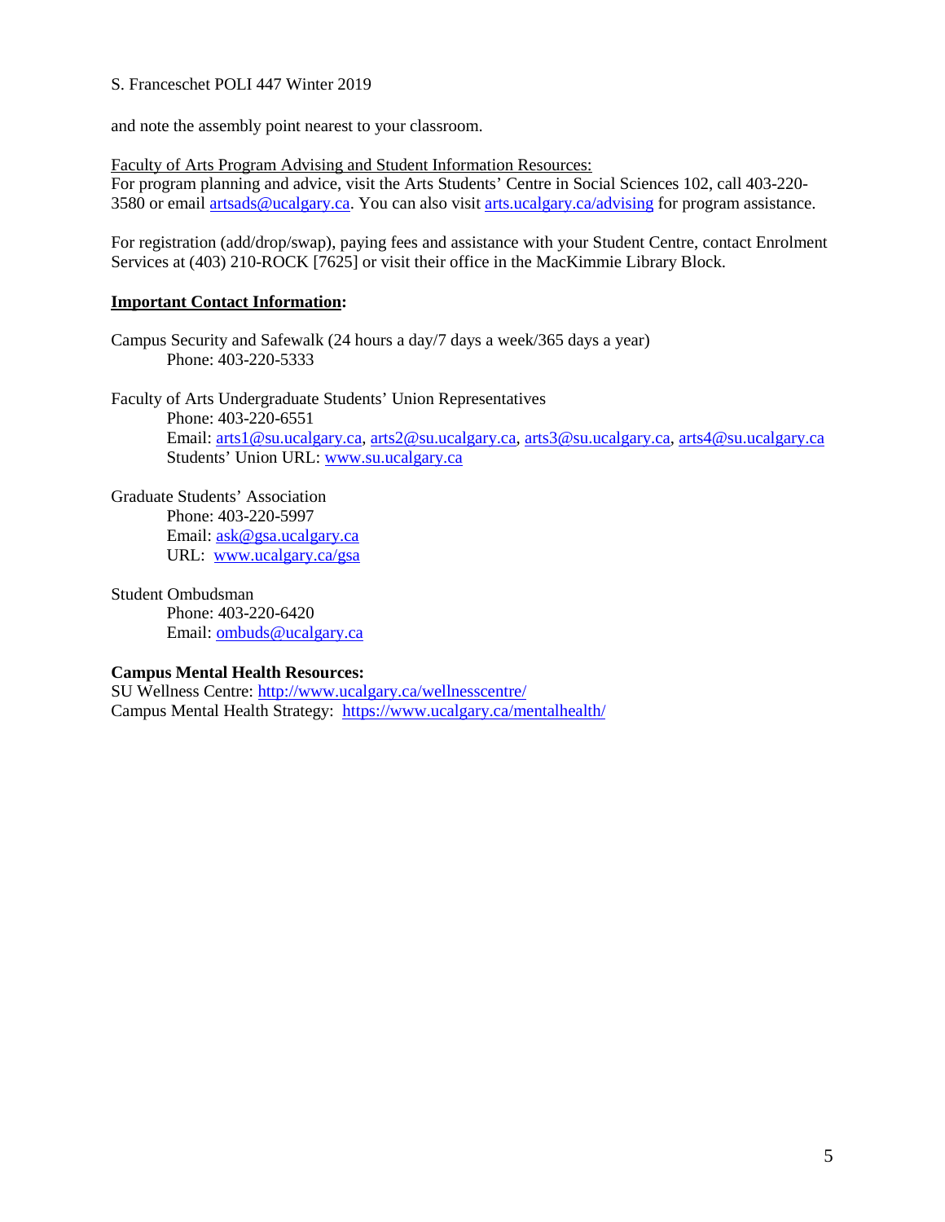and note the assembly point nearest to your classroom.

Faculty of Arts Program Advising and Student Information Resources:
For program planning and advice, visit the Arts Students' Centre in Social Sciences 102, call 403-220-3580 or email artsads@ucalgary.ca. You can also visit arts.ucalgary.ca/advising for program assistance.

For registration (add/drop/swap), paying fees and assistance with your Student Centre, contact Enrolment Services at (403) 210-ROCK [7625] or visit their office in the MacKimmie Library Block.

**Important Contact Information:**

Campus Security and Safewalk (24 hours a day/7 days a week/365 days a year)
Phone: 403-220-5333

Faculty of Arts Undergraduate Students' Union Representatives
Phone: 403-220-6551
Email: arts1@su.ucalgary.ca, arts2@su.ucalgary.ca, arts3@su.ucalgary.ca, arts4@su.ucalgary.ca
Students' Union URL: www.su.ucalgary.ca

Graduate Students' Association
Phone: 403-220-5997
Email: ask@gsa.ucalgary.ca
URL: www.ucalgary.ca/gsa

Student Ombudsman
Phone: 403-220-6420
Email: ombuds@ucalgary.ca

**Campus Mental Health Resources:**
SU Wellness Centre: http://www.ucalgary.ca/wellnesscentre/
Campus Mental Health Strategy: https://www.ucalgary.ca/mentalhealth/